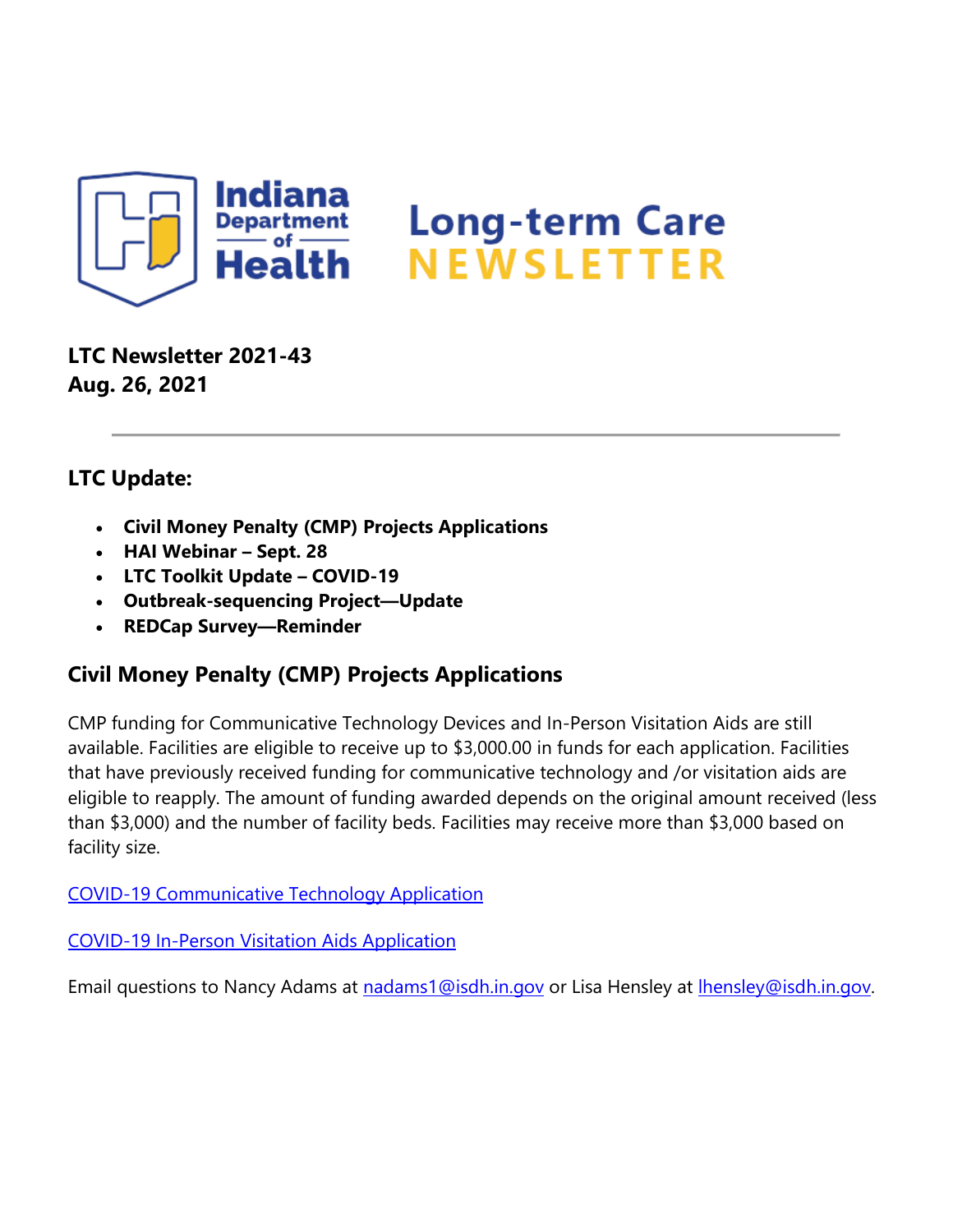Indiana Department of Health

# Long-term Care NEWSLETTER

**LTC Newsletter 2021-43**
**Aug. 26, 2021**

---

## LTC Update:

- **Civil Money Penalty (CMP) Projects Applications**
- **HAI Webinar – Sept. 28**
- **LTC Toolkit Update – COVID-19**
- **Outbreak-sequencing Project—Update**
- **REDCap Survey—Reminder**

## Civil Money Penalty (CMP) Projects Applications

CMP funding for Communicative Technology Devices and In-Person Visitation Aids are still available. Facilities are eligible to receive up to $3,000.00 in funds for each application. Facilities that have previously received funding for communicative technology and /or visitation aids are eligible to reapply. The amount of funding awarded depends on the original amount received (less than $3,000) and the number of facility beds. Facilities may receive more than $3,000 based on facility size.

COVID-19 Communicative Technology Application

COVID-19 In-Person Visitation Aids Application

Email questions to Nancy Adams at nadams1@isdh.in.gov or Lisa Hensley at lhensley@isdh.in.gov.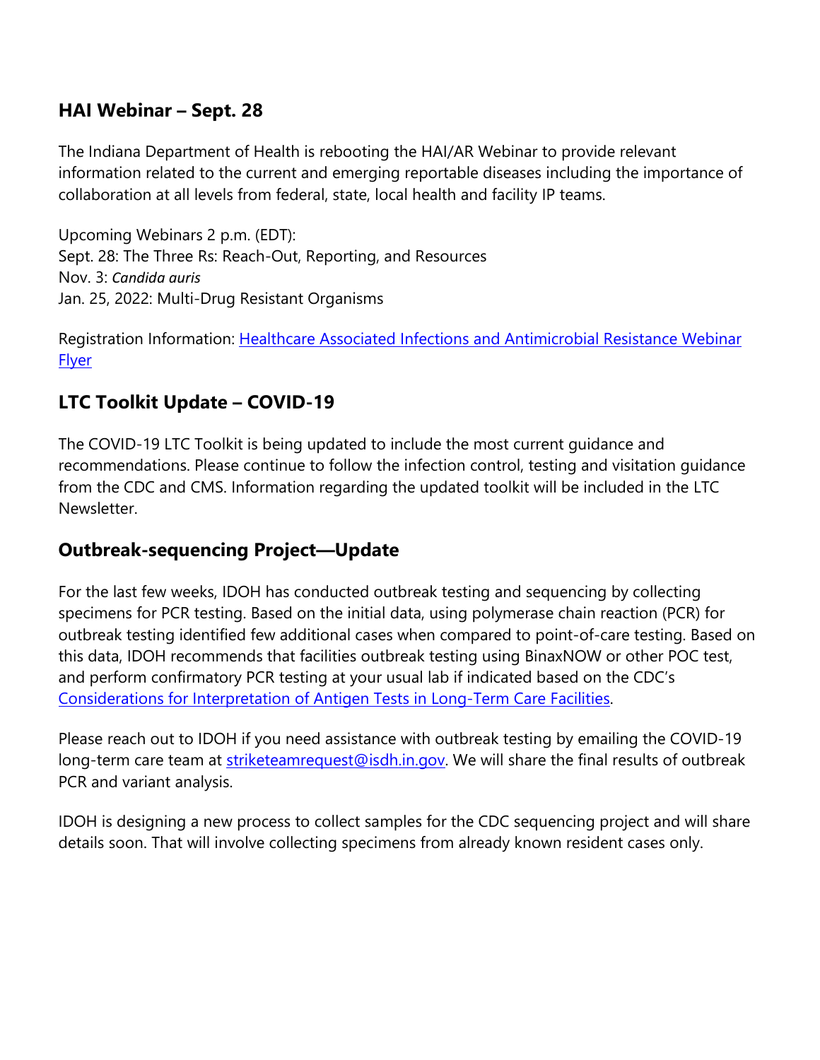## HAI Webinar – Sept. 28

The Indiana Department of Health is rebooting the HAI/AR Webinar to provide relevant information related to the current and emerging reportable diseases including the importance of collaboration at all levels from federal, state, local health and facility IP teams.

Upcoming Webinars 2 p.m. (EDT):
Sept. 28: The Three Rs: Reach-Out, Reporting, and Resources
Nov. 3: *Candida auris*
Jan. 25, 2022: Multi-Drug Resistant Organisms

Registration Information: [Healthcare Associated Infections and Antimicrobial Resistance Webinar Flyer]()

## LTC Toolkit Update – COVID-19

The COVID-19 LTC Toolkit is being updated to include the most current guidance and recommendations. Please continue to follow the infection control, testing and visitation guidance from the CDC and CMS. Information regarding the updated toolkit will be included in the LTC Newsletter.

## Outbreak-sequencing Project—Update

For the last few weeks, IDOH has conducted outbreak testing and sequencing by collecting specimens for PCR testing. Based on the initial data, using polymerase chain reaction (PCR) for outbreak testing identified few additional cases when compared to point-of-care testing. Based on this data, IDOH recommends that facilities outbreak testing using BinaxNOW or other POC test, and perform confirmatory PCR testing at your usual lab if indicated based on the CDC's [Considerations for Interpretation of Antigen Tests in Long-Term Care Facilities]().

Please reach out to IDOH if you need assistance with outbreak testing by emailing the COVID-19 long-term care team at [striketeamrequest@isdh.in.gov](mailto:striketeamrequest@isdh.in.gov). We will share the final results of outbreak PCR and variant analysis.

IDOH is designing a new process to collect samples for the CDC sequencing project and will share details soon. That will involve collecting specimens from already known resident cases only.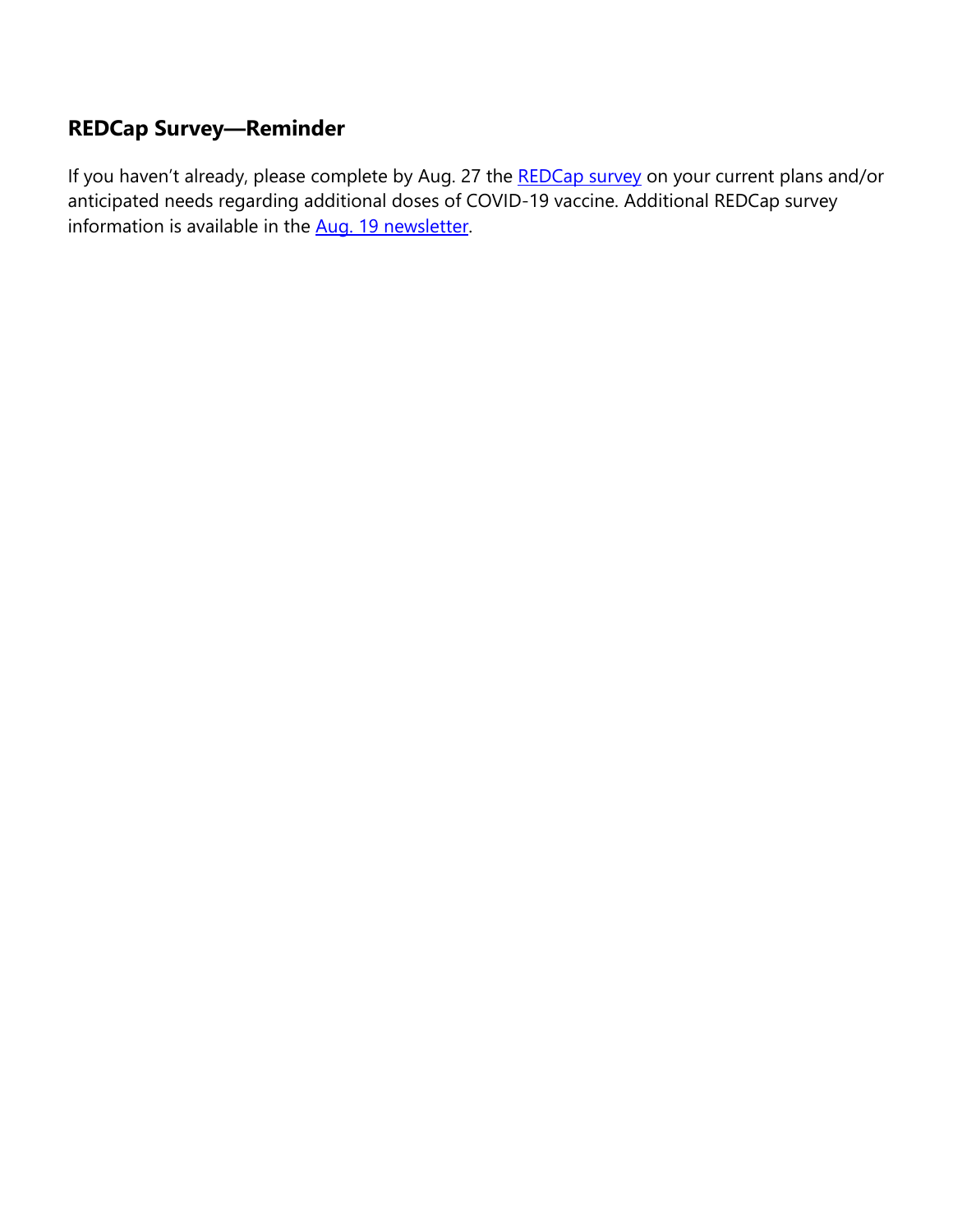## REDCap Survey—Reminder

If you haven't already, please complete by Aug. 27 the REDCap survey on your current plans and/or anticipated needs regarding additional doses of COVID-19 vaccine. Additional REDCap survey information is available in the Aug. 19 newsletter.